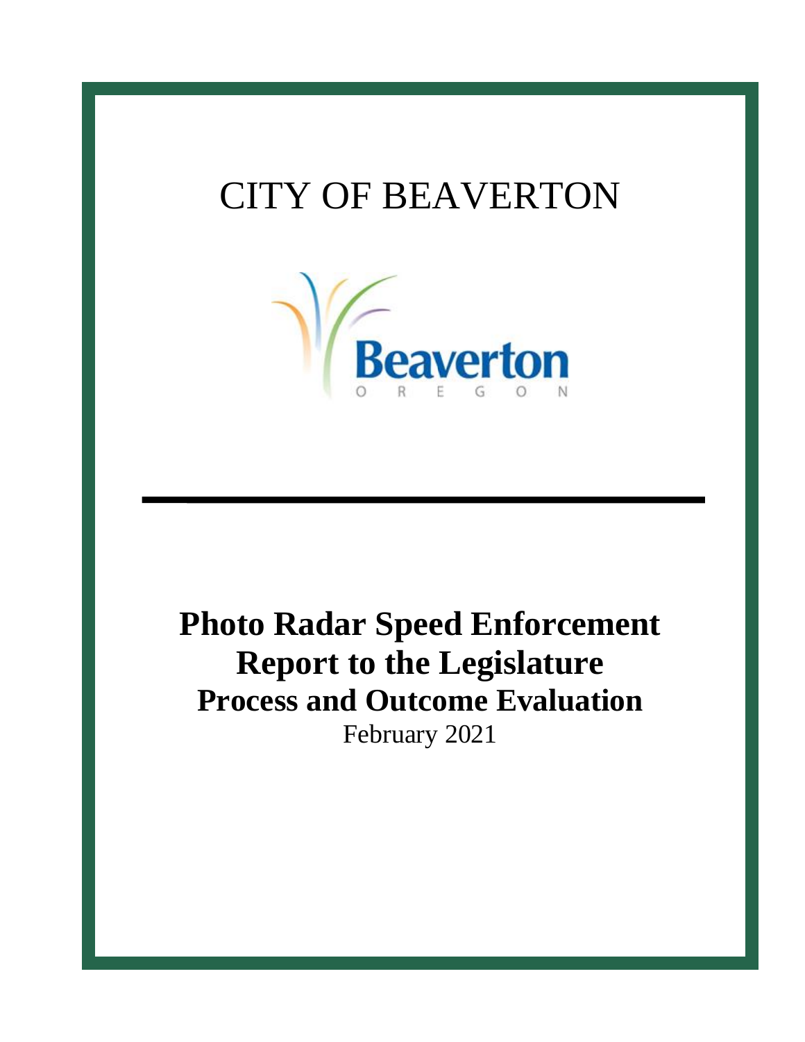# CITY OF BEAVERTON

Beaverton
OREGON

# Photo Radar Speed Enforcement Report to the Legislature Process and Outcome Evaluation

February 2021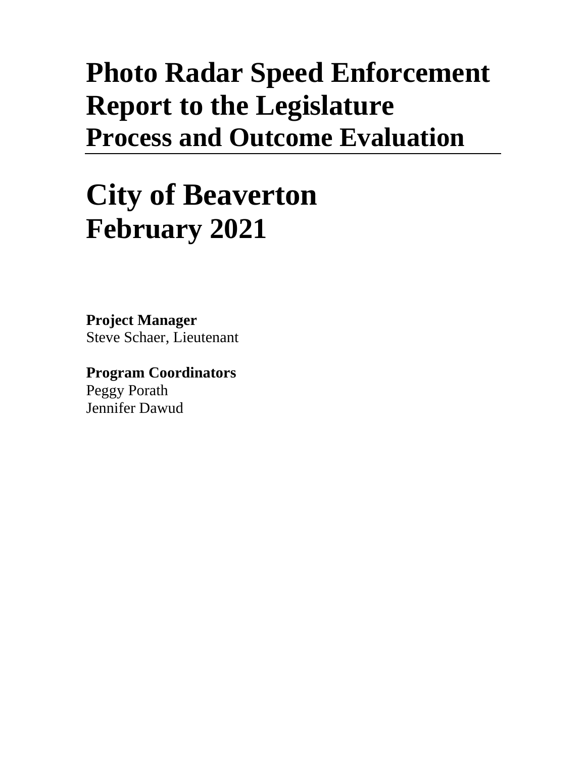# Photo Radar Speed Enforcement Report to the Legislature Process and Outcome Evaluation

# City of Beaverton February 2021

**Project Manager**
Steve Schaer, Lieutenant

**Program Coordinators**
Peggy Porath
Jennifer Dawud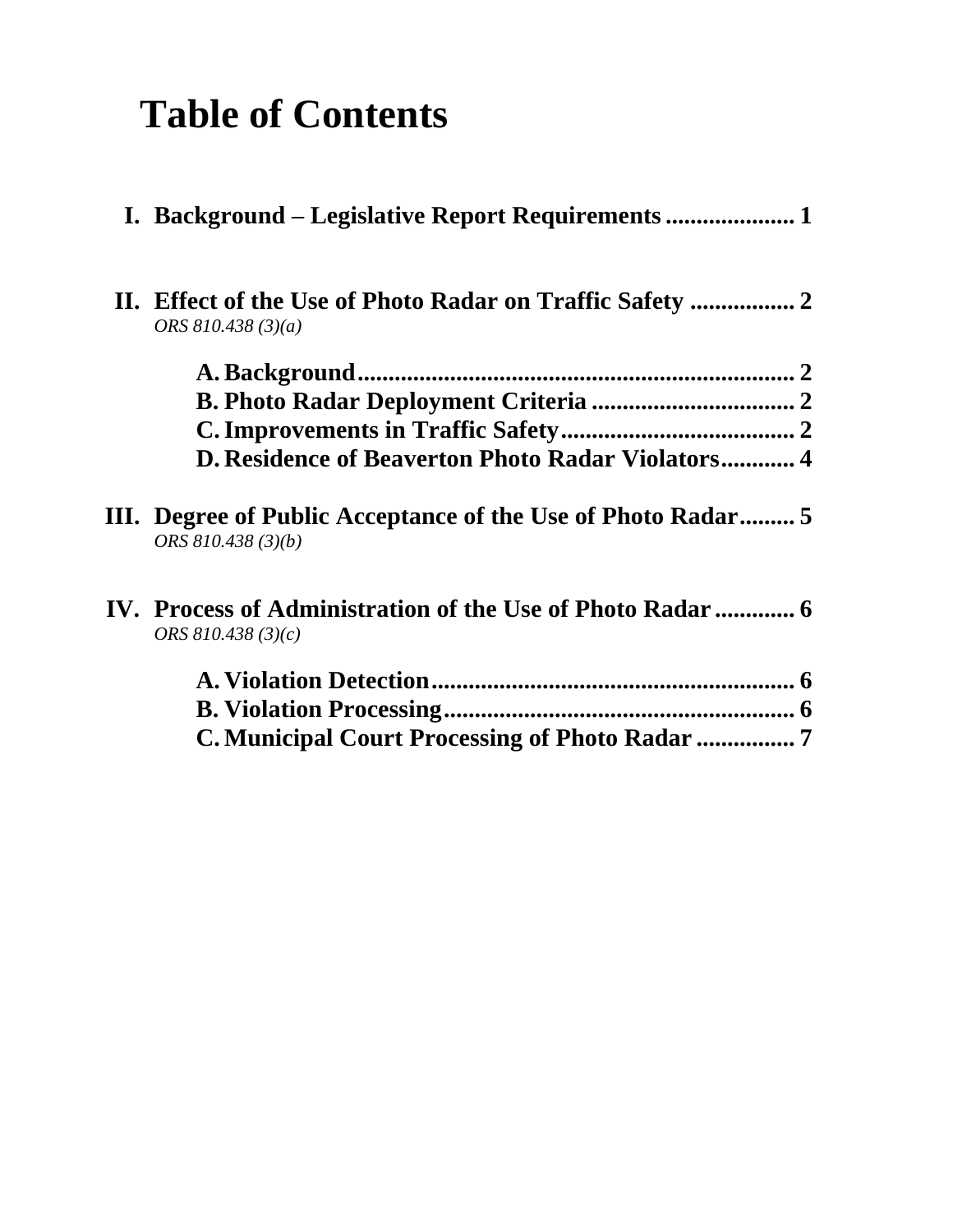# Table of Contents

**I. Background – Legislative Report Requirements ..................... 1**

**II. Effect of the Use of Photo Radar on Traffic Safety ................ 2**
*ORS 810.438 (3)(a)*

- **A. Background....................................................................... 2**
- **B. Photo Radar Deployment Criteria ................................. 2**
- **C. Improvements in Traffic Safety...................................... 2**
- **D. Residence of Beaverton Photo Radar Violators............ 4**

**III. Degree of Public Acceptance of the Use of Photo Radar......... 5**
*ORS 810.438 (3)(b)*

**IV. Process of Administration of the Use of Photo Radar ............. 6**
*ORS 810.438 (3)(c)*

- **A. Violation Detection........................................................... 6**
- **B. Violation Processing......................................................... 6**
- **C. Municipal Court Processing of Photo Radar ................ 7**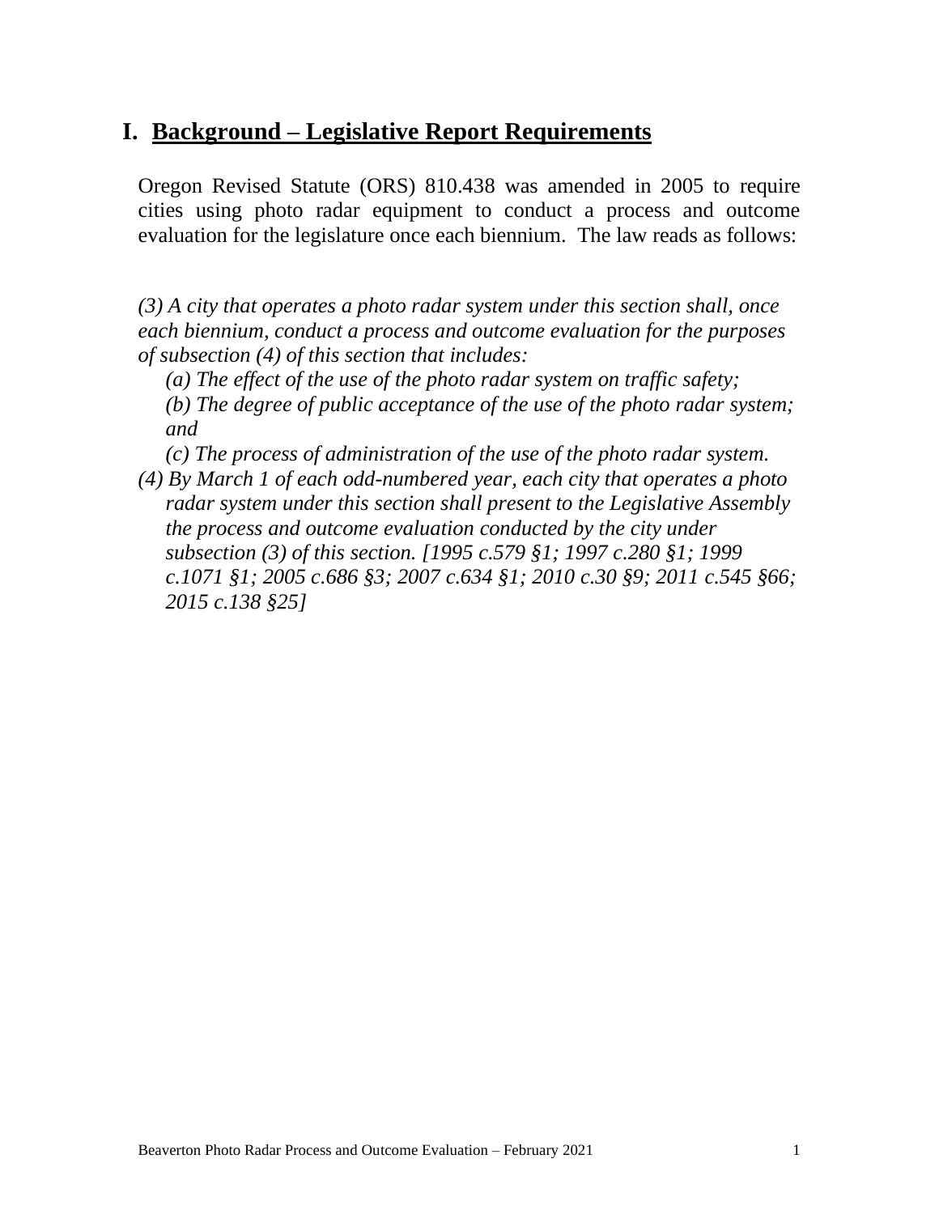# I. Background – Legislative Report Requirements

Oregon Revised Statute (ORS) 810.438 was amended in 2005 to require cities using photo radar equipment to conduct a process and outcome evaluation for the legislature once each biennium. The law reads as follows:

*(3) A city that operates a photo radar system under this section shall, once each biennium, conduct a process and outcome evaluation for the purposes of subsection (4) of this section that includes:*

*(a) The effect of the use of the photo radar system on traffic safety;*

*(b) The degree of public acceptance of the use of the photo radar system; and*

*(c) The process of administration of the use of the photo radar system.*

*(4) By March 1 of each odd-numbered year, each city that operates a photo radar system under this section shall present to the Legislative Assembly the process and outcome evaluation conducted by the city under subsection (3) of this section. [1995 c.579 §1; 1997 c.280 §1; 1999 c.1071 §1; 2005 c.686 §3; 2007 c.634 §1; 2010 c.30 §9; 2011 c.545 §66; 2015 c.138 §25]*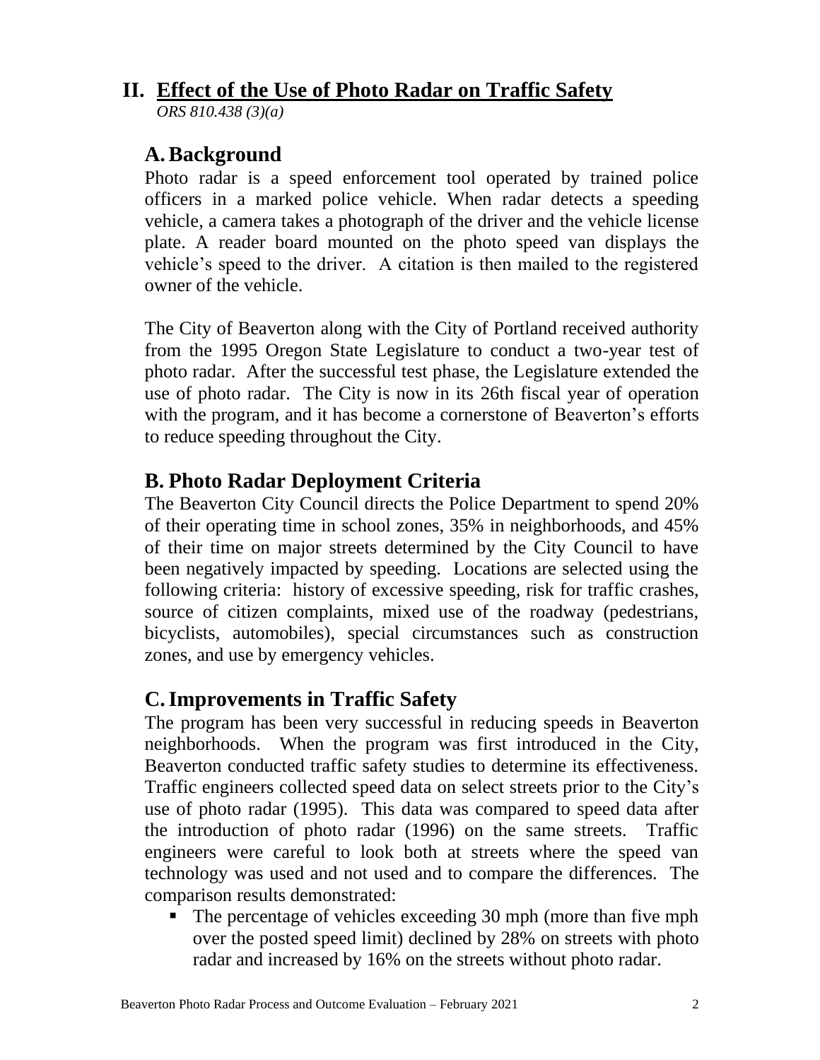# II. Effect of the Use of Photo Radar on Traffic Safety

*ORS 810.438 (3)(a)*

## A. Background

Photo radar is a speed enforcement tool operated by trained police officers in a marked police vehicle. When radar detects a speeding vehicle, a camera takes a photograph of the driver and the vehicle license plate. A reader board mounted on the photo speed van displays the vehicle's speed to the driver. A citation is then mailed to the registered owner of the vehicle.

The City of Beaverton along with the City of Portland received authority from the 1995 Oregon State Legislature to conduct a two-year test of photo radar. After the successful test phase, the Legislature extended the use of photo radar. The City is now in its 26th fiscal year of operation with the program, and it has become a cornerstone of Beaverton's efforts to reduce speeding throughout the City.

## B. Photo Radar Deployment Criteria

The Beaverton City Council directs the Police Department to spend 20% of their operating time in school zones, 35% in neighborhoods, and 45% of their time on major streets determined by the City Council to have been negatively impacted by speeding. Locations are selected using the following criteria: history of excessive speeding, risk for traffic crashes, source of citizen complaints, mixed use of the roadway (pedestrians, bicyclists, automobiles), special circumstances such as construction zones, and use by emergency vehicles.

## C. Improvements in Traffic Safety

The program has been very successful in reducing speeds in Beaverton neighborhoods. When the program was first introduced in the City, Beaverton conducted traffic safety studies to determine its effectiveness. Traffic engineers collected speed data on select streets prior to the City's use of photo radar (1995). This data was compared to speed data after the introduction of photo radar (1996) on the same streets. Traffic engineers were careful to look both at streets where the speed van technology was used and not used and to compare the differences. The comparison results demonstrated:

- The percentage of vehicles exceeding 30 mph (more than five mph over the posted speed limit) declined by 28% on streets with photo radar and increased by 16% on the streets without photo radar.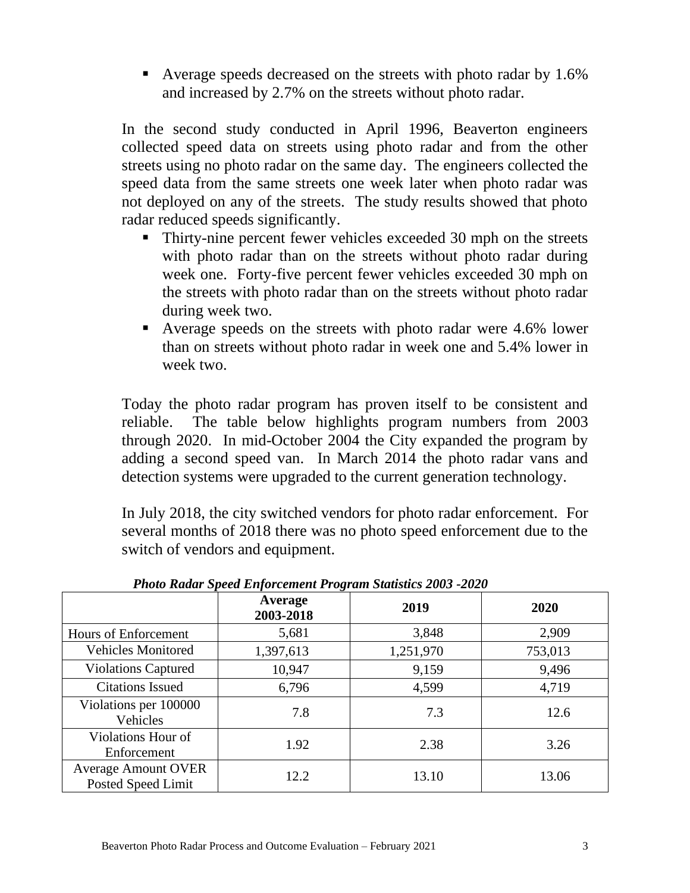- Average speeds decreased on the streets with photo radar by 1.6% and increased by 2.7% on the streets without photo radar.

In the second study conducted in April 1996, Beaverton engineers collected speed data on streets using photo radar and from the other streets using no photo radar on the same day. The engineers collected the speed data from the same streets one week later when photo radar was not deployed on any of the streets. The study results showed that photo radar reduced speeds significantly.

- Thirty-nine percent fewer vehicles exceeded 30 mph on the streets with photo radar than on the streets without photo radar during week one. Forty-five percent fewer vehicles exceeded 30 mph on the streets with photo radar than on the streets without photo radar during week two.
- Average speeds on the streets with photo radar were 4.6% lower than on streets without photo radar in week one and 5.4% lower in week two.

Today the photo radar program has proven itself to be consistent and reliable. The table below highlights program numbers from 2003 through 2020. In mid-October 2004 the City expanded the program by adding a second speed van. In March 2014 the photo radar vans and detection systems were upgraded to the current generation technology.

In July 2018, the city switched vendors for photo radar enforcement. For several months of 2018 there was no photo speed enforcement due to the switch of vendors and equipment.

***Photo Radar Speed Enforcement Program Statistics 2003 -2020***

| | Average 2003-2018 | 2019 | 2020 |
|---|---|---|---|
| Hours of Enforcement | 5,681 | 3,848 | 2,909 |
| Vehicles Monitored | 1,397,613 | 1,251,970 | 753,013 |
| Violations Captured | 10,947 | 9,159 | 9,496 |
| Citations Issued | 6,796 | 4,599 | 4,719 |
| Violations per 100000 Vehicles | 7.8 | 7.3 | 12.6 |
| Violations Hour of Enforcement | 1.92 | 2.38 | 3.26 |
| Average Amount OVER Posted Speed Limit | 12.2 | 13.10 | 13.06 |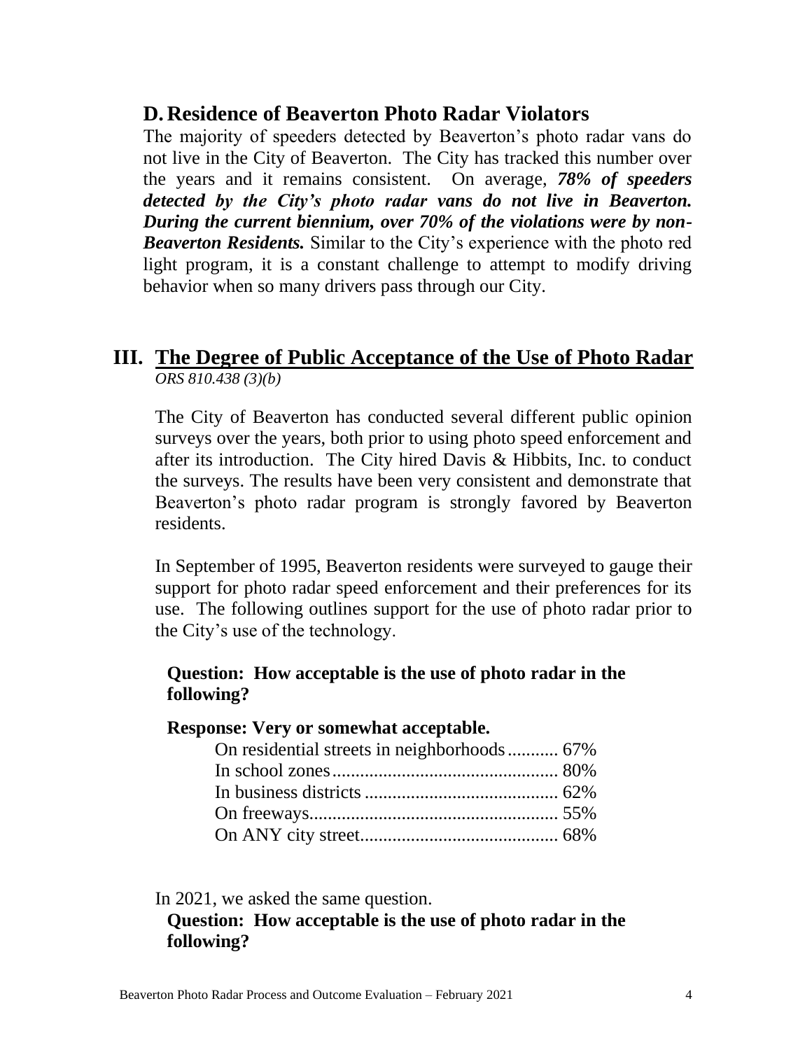### D. Residence of Beaverton Photo Radar Violators

The majority of speeders detected by Beaverton's photo radar vans do not live in the City of Beaverton. The City has tracked this number over the years and it remains consistent. On average, ***78% of speeders detected by the City's photo radar vans do not live in Beaverton. During the current biennium, over 70% of the violations were by non-Beaverton Residents.*** Similar to the City's experience with the photo red light program, it is a constant challenge to attempt to modify driving behavior when so many drivers pass through our City.

## III. The Degree of Public Acceptance of the Use of Photo Radar

*ORS 810.438 (3)(b)*

The City of Beaverton has conducted several different public opinion surveys over the years, both prior to using photo speed enforcement and after its introduction. The City hired Davis & Hibbits, Inc. to conduct the surveys. The results have been very consistent and demonstrate that Beaverton's photo radar program is strongly favored by Beaverton residents.

In September of 1995, Beaverton residents were surveyed to gauge their support for photo radar speed enforcement and their preferences for its use. The following outlines support for the use of photo radar prior to the City's use of the technology.

**Question: How acceptable is the use of photo radar in the following?**

**Response: Very or somewhat acceptable.**

| Location | Percent |
|---|---|
| On residential streets in neighborhoods | 67% |
| In school zones | 80% |
| In business districts | 62% |
| On freeways | 55% |
| On ANY city street | 68% |

In 2021, we asked the same question.

**Question: How acceptable is the use of photo radar in the following?**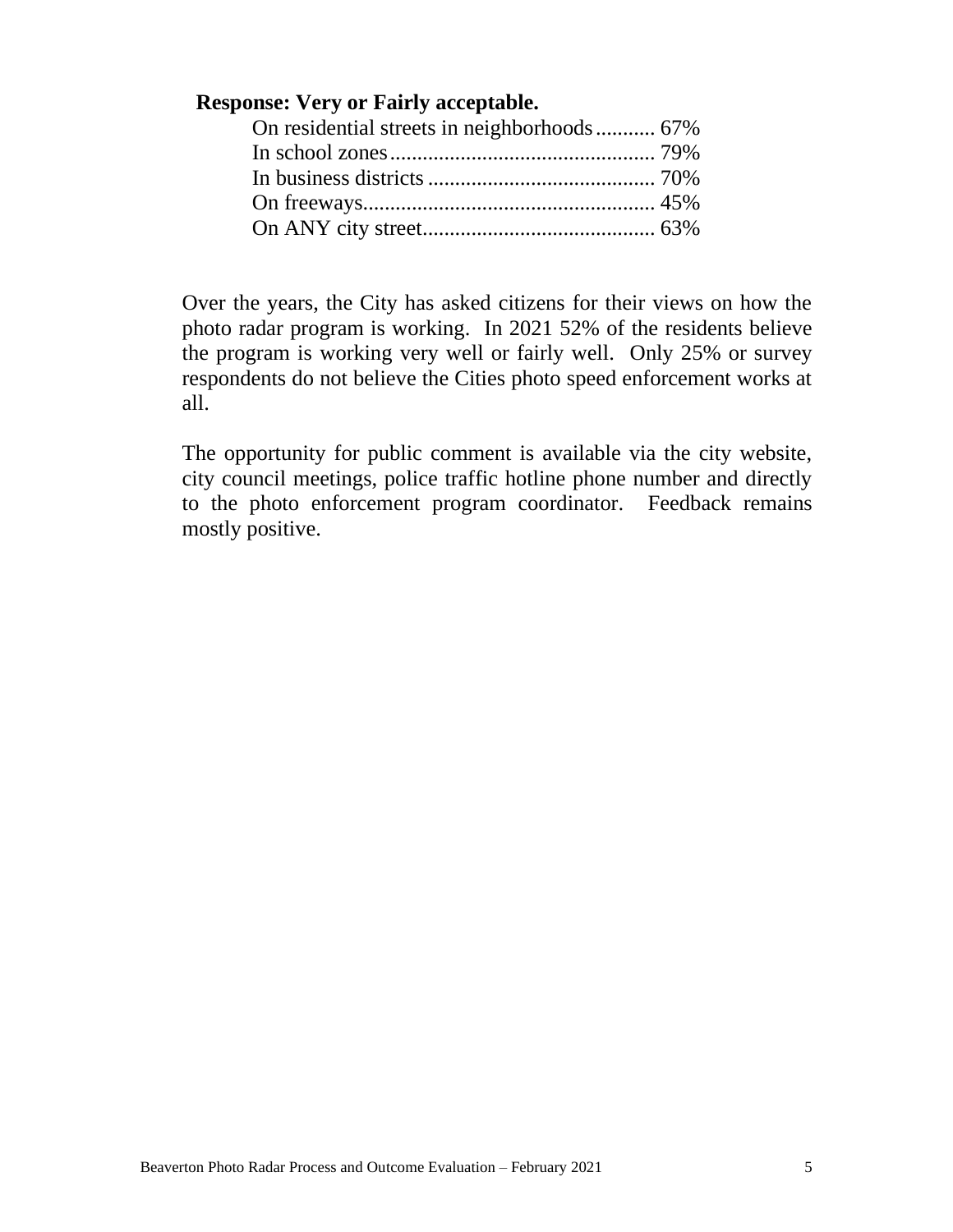**Response: Very or Fairly acceptable.**

On residential streets in neighborhoods........... 67%
In school zones................................................ 79%
In business districts .......................................... 70%
On freeways...................................................... 45%
On ANY city street........................................... 63%

Over the years, the City has asked citizens for their views on how the photo radar program is working. In 2021 52% of the residents believe the program is working very well or fairly well. Only 25% or survey respondents do not believe the Cities photo speed enforcement works at all.

The opportunity for public comment is available via the city website, city council meetings, police traffic hotline phone number and directly to the photo enforcement program coordinator. Feedback remains mostly positive.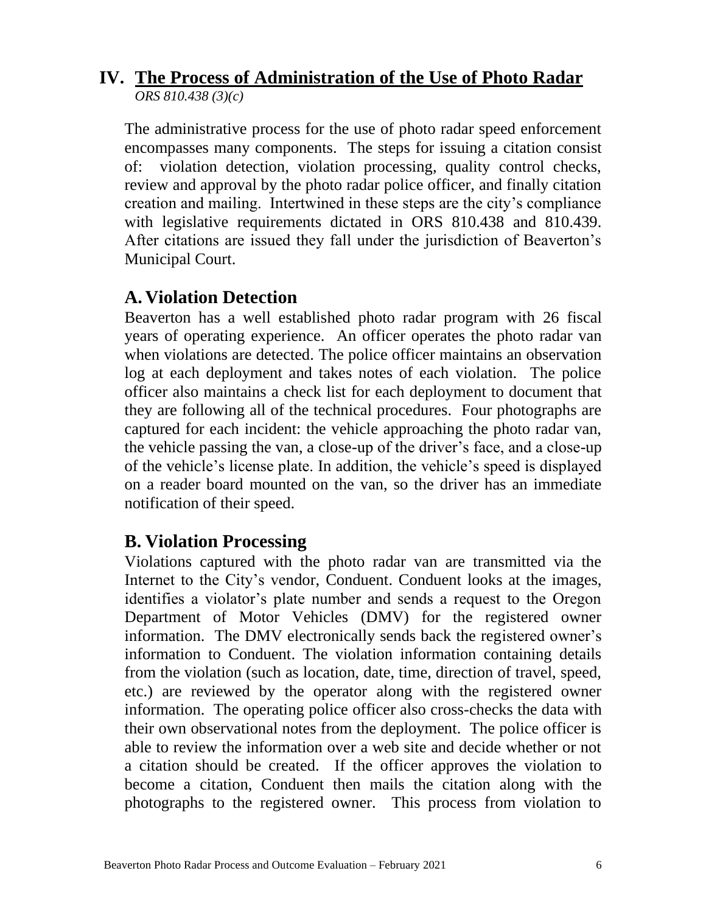# IV. The Process of Administration of the Use of Photo Radar

*ORS 810.438 (3)(c)*

The administrative process for the use of photo radar speed enforcement encompasses many components. The steps for issuing a citation consist of: violation detection, violation processing, quality control checks, review and approval by the photo radar police officer, and finally citation creation and mailing. Intertwined in these steps are the city's compliance with legislative requirements dictated in ORS 810.438 and 810.439. After citations are issued they fall under the jurisdiction of Beaverton's Municipal Court.

## A. Violation Detection

Beaverton has a well established photo radar program with 26 fiscal years of operating experience. An officer operates the photo radar van when violations are detected. The police officer maintains an observation log at each deployment and takes notes of each violation. The police officer also maintains a check list for each deployment to document that they are following all of the technical procedures. Four photographs are captured for each incident: the vehicle approaching the photo radar van, the vehicle passing the van, a close-up of the driver's face, and a close-up of the vehicle's license plate. In addition, the vehicle's speed is displayed on a reader board mounted on the van, so the driver has an immediate notification of their speed.

## B. Violation Processing

Violations captured with the photo radar van are transmitted via the Internet to the City's vendor, Conduent. Conduent looks at the images, identifies a violator's plate number and sends a request to the Oregon Department of Motor Vehicles (DMV) for the registered owner information. The DMV electronically sends back the registered owner's information to Conduent. The violation information containing details from the violation (such as location, date, time, direction of travel, speed, etc.) are reviewed by the operator along with the registered owner information. The operating police officer also cross-checks the data with their own observational notes from the deployment. The police officer is able to review the information over a web site and decide whether or not a citation should be created. If the officer approves the violation to become a citation, Conduent then mails the citation along with the photographs to the registered owner. This process from violation to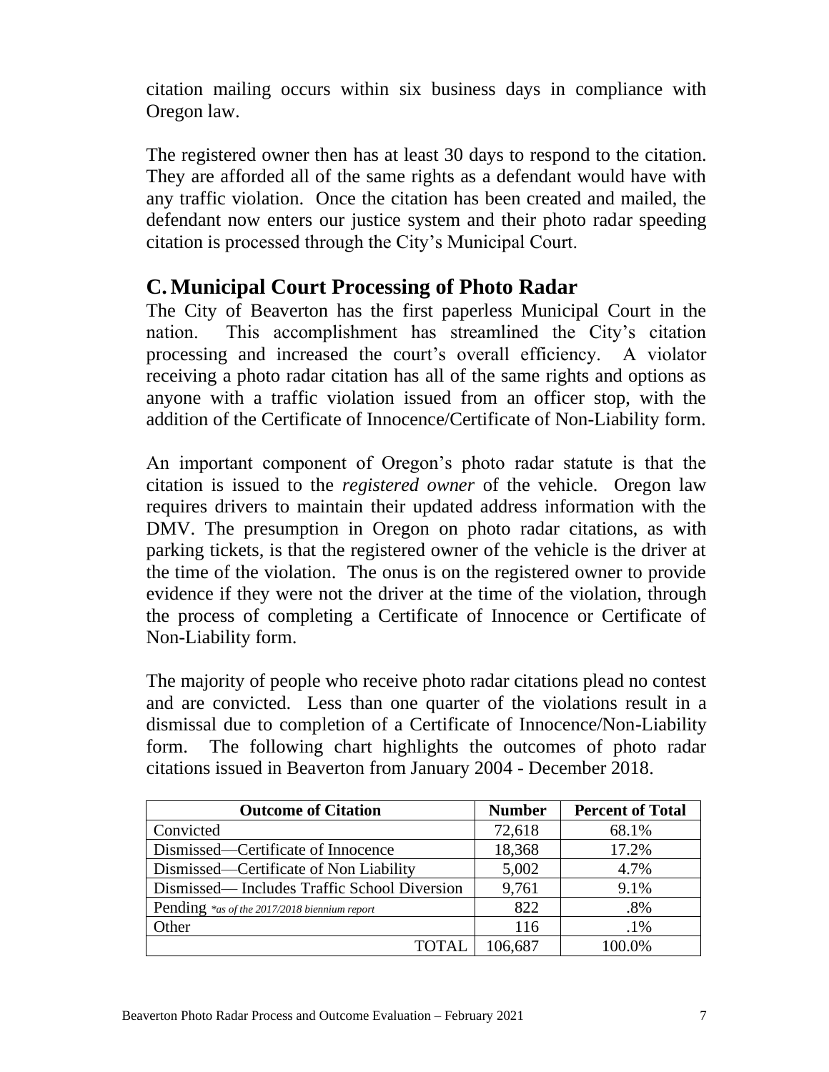citation mailing occurs within six business days in compliance with Oregon law.

The registered owner then has at least 30 days to respond to the citation. They are afforded all of the same rights as a defendant would have with any traffic violation. Once the citation has been created and mailed, the defendant now enters our justice system and their photo radar speeding citation is processed through the City's Municipal Court.

## C. Municipal Court Processing of Photo Radar

The City of Beaverton has the first paperless Municipal Court in the nation. This accomplishment has streamlined the City's citation processing and increased the court's overall efficiency. A violator receiving a photo radar citation has all of the same rights and options as anyone with a traffic violation issued from an officer stop, with the addition of the Certificate of Innocence/Certificate of Non-Liability form.

An important component of Oregon's photo radar statute is that the citation is issued to the *registered owner* of the vehicle. Oregon law requires drivers to maintain their updated address information with the DMV. The presumption in Oregon on photo radar citations, as with parking tickets, is that the registered owner of the vehicle is the driver at the time of the violation. The onus is on the registered owner to provide evidence if they were not the driver at the time of the violation, through the process of completing a Certificate of Innocence or Certificate of Non-Liability form.

The majority of people who receive photo radar citations plead no contest and are convicted. Less than one quarter of the violations result in a dismissal due to completion of a Certificate of Innocence/Non-Liability form. The following chart highlights the outcomes of photo radar citations issued in Beaverton from January 2004 - December 2018.

| Outcome of Citation | Number | Percent of Total |
|---|---|---|
| Convicted | 72,618 | 68.1% |
| Dismissed—Certificate of Innocence | 18,368 | 17.2% |
| Dismissed—Certificate of Non Liability | 5,002 | 4.7% |
| Dismissed— Includes Traffic School Diversion | 9,761 | 9.1% |
| Pending *as of the 2017/2018 biennium report | 822 | .8% |
| Other | 116 | .1% |
| TOTAL | 106,687 | 100.0% |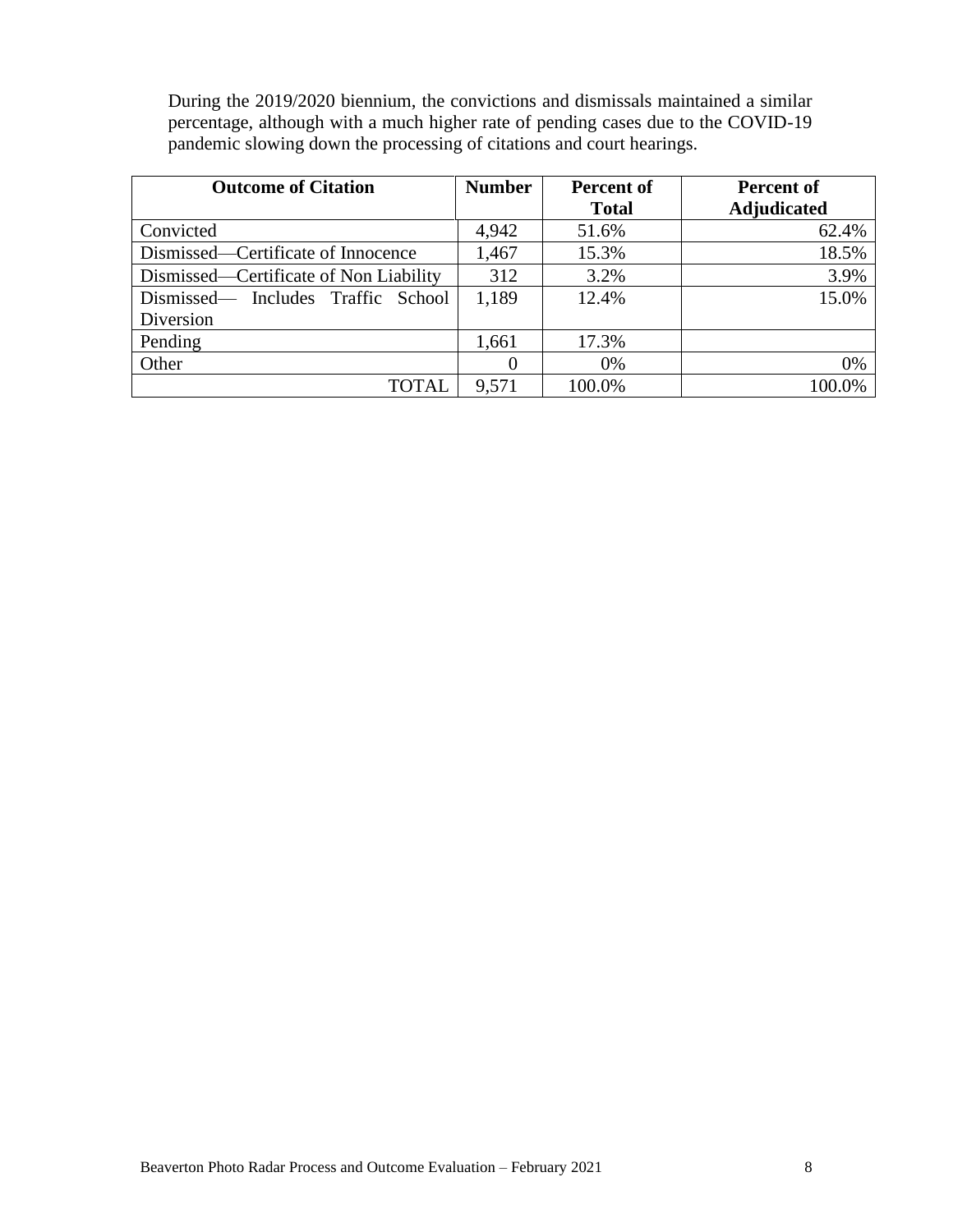During the 2019/2020 biennium, the convictions and dismissals maintained a similar percentage, although with a much higher rate of pending cases due to the COVID-19 pandemic slowing down the processing of citations and court hearings.

| Outcome of Citation | Number | Percent of Total | Percent of Adjudicated |
|---|---|---|---|
| Convicted | 4,942 | 51.6% | 62.4% |
| Dismissed—Certificate of Innocence | 1,467 | 15.3% | 18.5% |
| Dismissed—Certificate of Non Liability | 312 | 3.2% | 3.9% |
| Dismissed— Includes Traffic School Diversion | 1,189 | 12.4% | 15.0% |
| Pending | 1,661 | 17.3% | |
| Other | 0 | 0% | 0% |
| TOTAL | 9,571 | 100.0% | 100.0% |